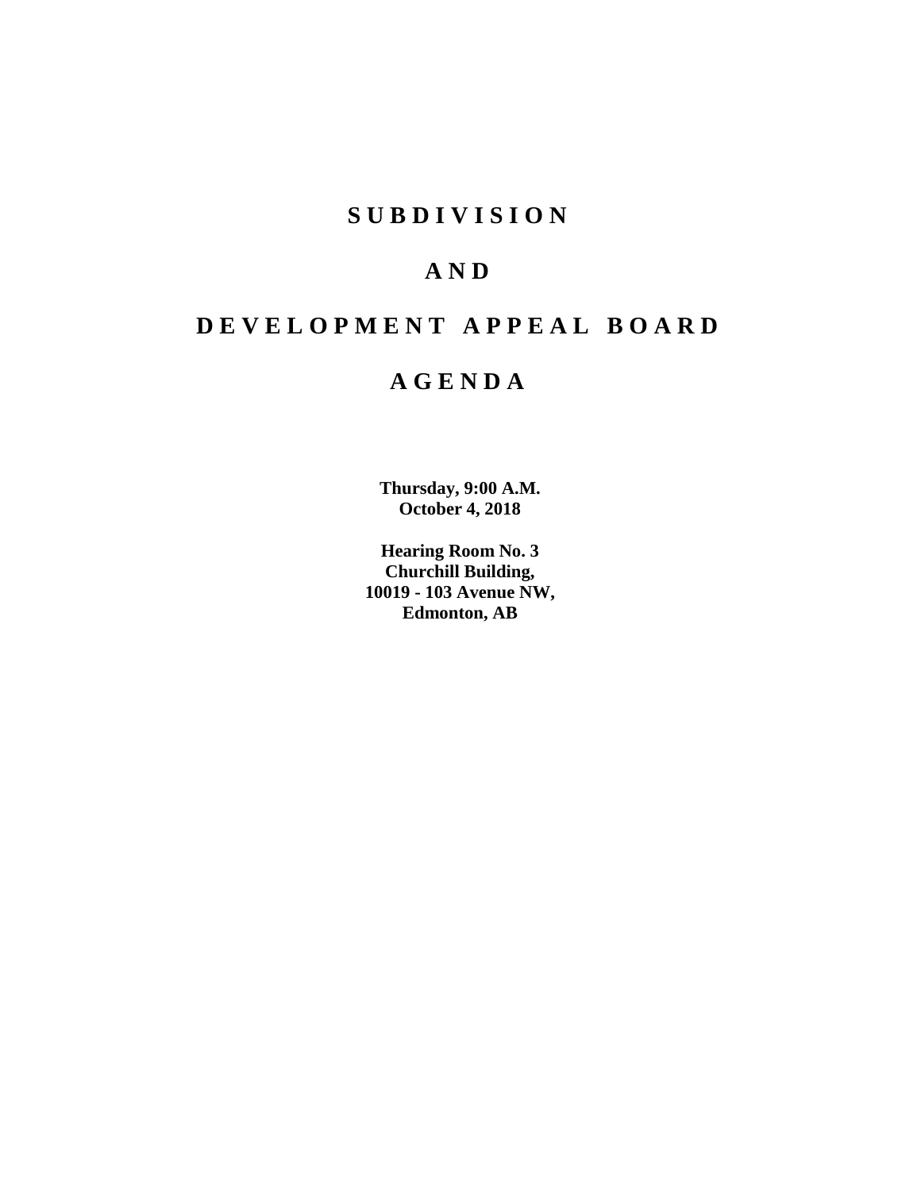# SUBDIVISION

# AND

# DEVELOPMENT APPEAL BOARD

# AGENDA

**Thursday, 9:00 A.M.**
**October 4, 2018**

**Hearing Room No. 3**
**Churchill Building,**
**10019 - 103 Avenue NW,**
**Edmonton, AB**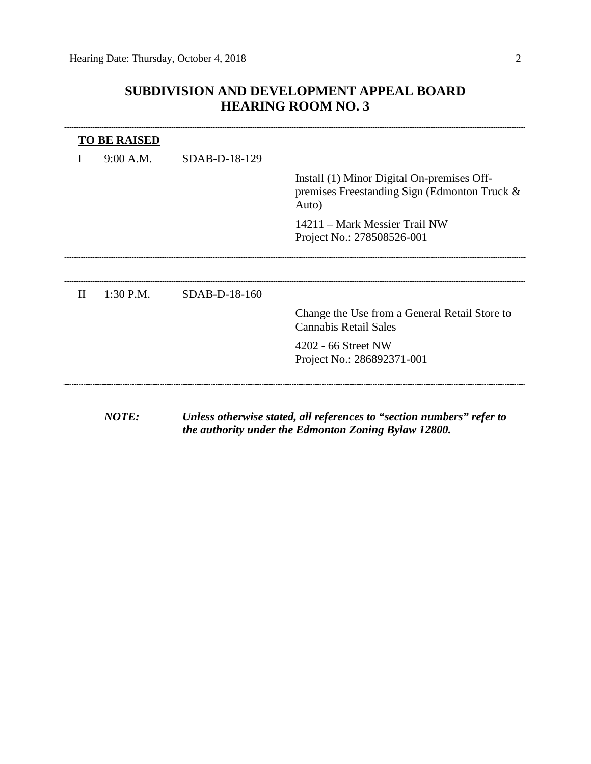# SUBDIVISION AND DEVELOPMENT APPEAL BOARD
# HEARING ROOM NO. 3

---

**TO BE RAISED**

| | | | |
|---|---|---|---|
| I | 9:00 A.M. | SDAB-D-18-129 | Install (1) Minor Digital On-premises Off-premises Freestanding Sign (Edmonton Truck & Auto)<br><br>14211 – Mark Messier Trail NW<br>Project No.: 278508526-001 |

---

| | | | |
|---|---|---|---|
| II | 1:30 P.M. | SDAB-D-18-160 | Change the Use from a General Retail Store to Cannabis Retail Sales<br><br>4202 - 66 Street NW<br>Project No.: 286892371-001 |

---

***NOTE:*** ***Unless otherwise stated, all references to "section numbers" refer to the authority under the Edmonton Zoning Bylaw 12800.***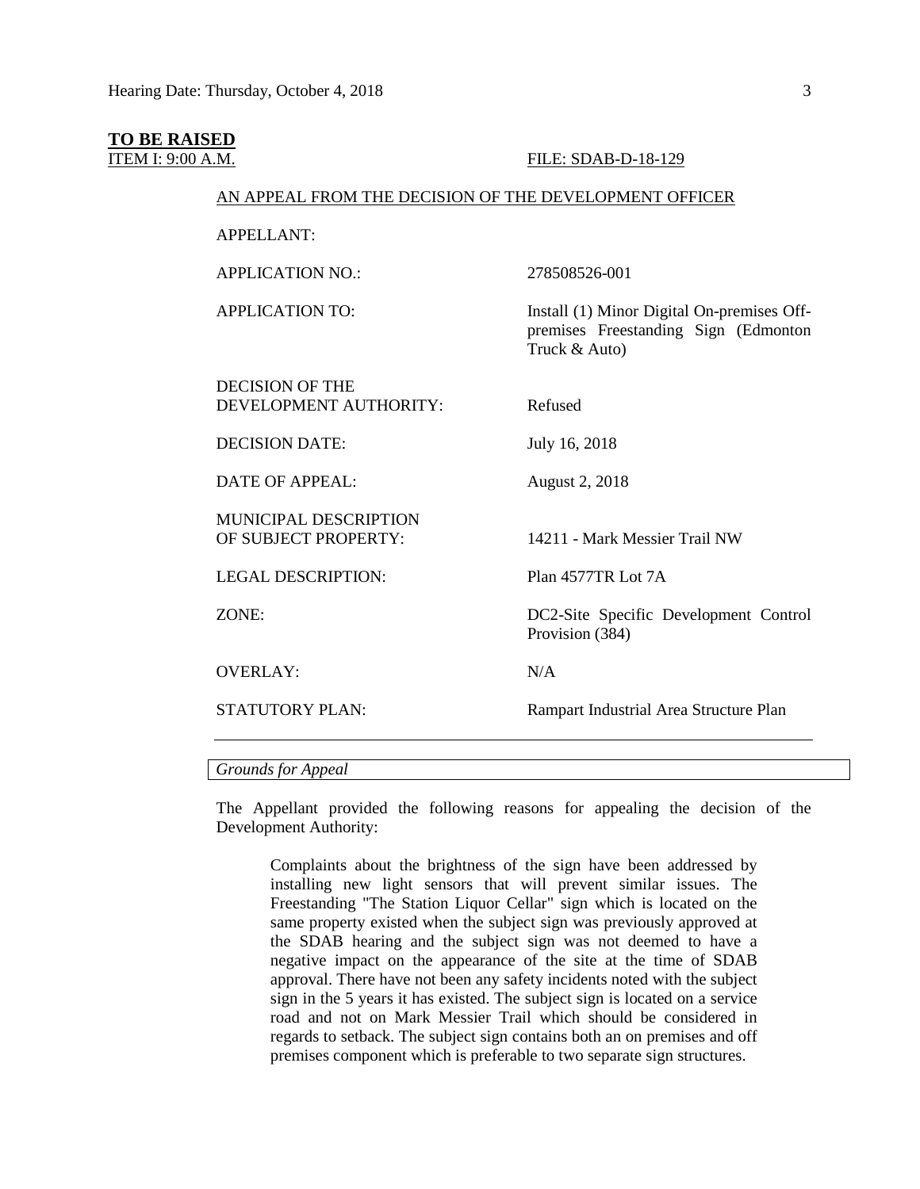**TO BE RAISED**

ITEM I: 9:00 A.M. FILE: SDAB-D-18-129

AN APPEAL FROM THE DECISION OF THE DEVELOPMENT OFFICER

| | |
|---|---|
| APPELLANT: | |
| APPLICATION NO.: | 278508526-001 |
| APPLICATION TO: | Install (1) Minor Digital On-premises Off-premises Freestanding Sign (Edmonton Truck & Auto) |
| DECISION OF THE DEVELOPMENT AUTHORITY: | Refused |
| DECISION DATE: | July 16, 2018 |
| DATE OF APPEAL: | August 2, 2018 |
| MUNICIPAL DESCRIPTION OF SUBJECT PROPERTY: | 14211 - Mark Messier Trail NW |
| LEGAL DESCRIPTION: | Plan 4577TR Lot 7A |
| ZONE: | DC2-Site Specific Development Control Provision (384) |
| OVERLAY: | N/A |
| STATUTORY PLAN: | Rampart Industrial Area Structure Plan |

*Grounds for Appeal*

The Appellant provided the following reasons for appealing the decision of the Development Authority:

> Complaints about the brightness of the sign have been addressed by installing new light sensors that will prevent similar issues. The Freestanding "The Station Liquor Cellar" sign which is located on the same property existed when the subject sign was previously approved at the SDAB hearing and the subject sign was not deemed to have a negative impact on the appearance of the site at the time of SDAB approval. There have not been any safety incidents noted with the subject sign in the 5 years it has existed. The subject sign is located on a service road and not on Mark Messier Trail which should be considered in regards to setback. The subject sign contains both an on premises and off premises component which is preferable to two separate sign structures.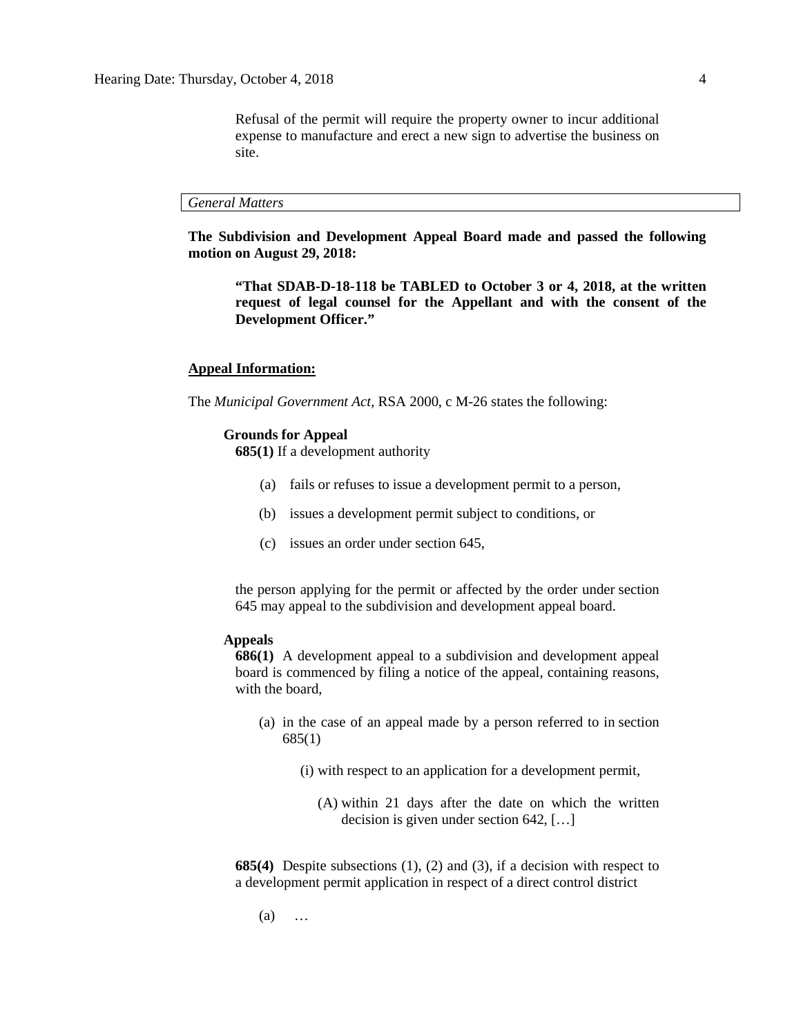Refusal of the permit will require the property owner to incur additional expense to manufacture and erect a new sign to advertise the business on site.

*General Matters*

**The Subdivision and Development Appeal Board made and passed the following motion on August 29, 2018:**

> **"That SDAB-D-18-118 be TABLED to October 3 or 4, 2018, at the written request of legal counsel for the Appellant and with the consent of the Development Officer."**

**Appeal Information:**

The *Municipal Government Act*, RSA 2000, c M-26 states the following:

**Grounds for Appeal**

**685(1)** If a development authority

(a) fails or refuses to issue a development permit to a person,

(b) issues a development permit subject to conditions, or

(c) issues an order under section 645,

the person applying for the permit or affected by the order under section 645 may appeal to the subdivision and development appeal board.

**Appeals**

**686(1)** A development appeal to a subdivision and development appeal board is commenced by filing a notice of the appeal, containing reasons, with the board,

(a) in the case of an appeal made by a person referred to in section 685(1)

(i) with respect to an application for a development permit,

(A) within 21 days after the date on which the written decision is given under section 642, […]

**685(4)** Despite subsections (1), (2) and (3), if a decision with respect to a development permit application in respect of a direct control district

(a) …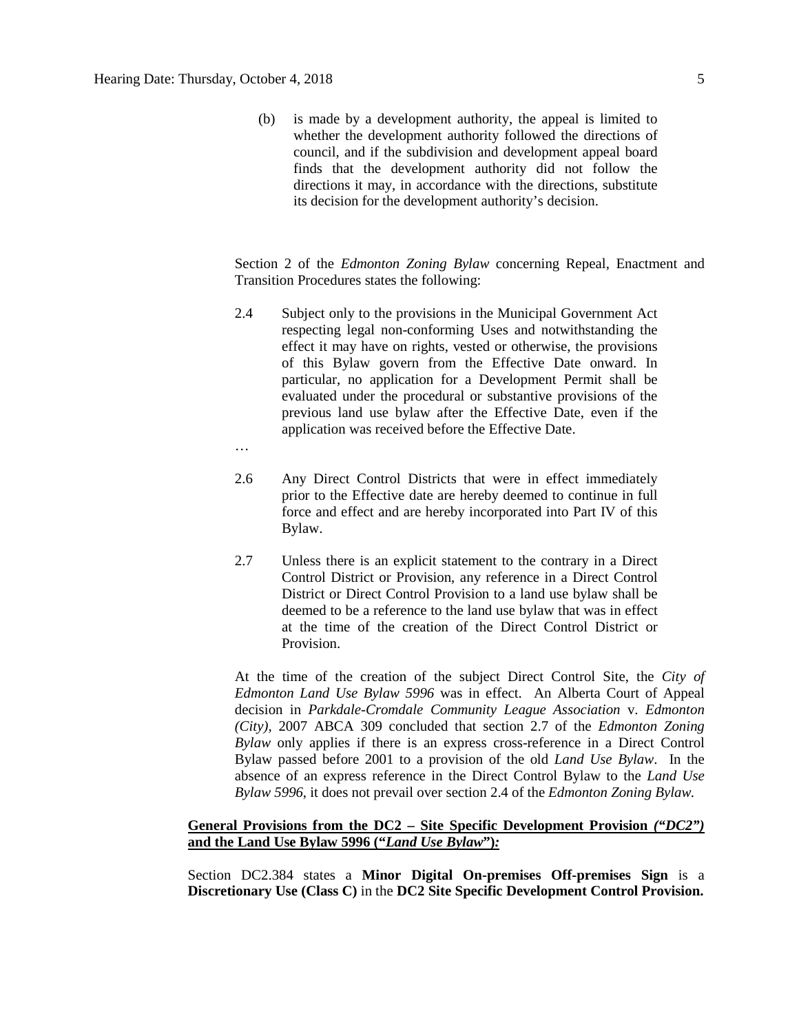(b) is made by a development authority, the appeal is limited to whether the development authority followed the directions of council, and if the subdivision and development appeal board finds that the development authority did not follow the directions it may, in accordance with the directions, substitute its decision for the development authority's decision.

Section 2 of the *Edmonton Zoning Bylaw* concerning Repeal, Enactment and Transition Procedures states the following:

2.4 Subject only to the provisions in the Municipal Government Act respecting legal non-conforming Uses and notwithstanding the effect it may have on rights, vested or otherwise, the provisions of this Bylaw govern from the Effective Date onward. In particular, no application for a Development Permit shall be evaluated under the procedural or substantive provisions of the previous land use bylaw after the Effective Date, even if the application was received before the Effective Date.

…

2.6 Any Direct Control Districts that were in effect immediately prior to the Effective date are hereby deemed to continue in full force and effect and are hereby incorporated into Part IV of this Bylaw.

2.7 Unless there is an explicit statement to the contrary in a Direct Control District or Provision, any reference in a Direct Control District or Direct Control Provision to a land use bylaw shall be deemed to be a reference to the land use bylaw that was in effect at the time of the creation of the Direct Control District or Provision.

At the time of the creation of the subject Direct Control Site, the *City of Edmonton Land Use Bylaw 5996* was in effect. An Alberta Court of Appeal decision in *Parkdale-Cromdale Community League Association* v. *Edmonton (City)*, 2007 ABCA 309 concluded that section 2.7 of the *Edmonton Zoning Bylaw* only applies if there is an express cross-reference in a Direct Control Bylaw passed before 2001 to a provision of the old *Land Use Bylaw*. In the absence of an express reference in the Direct Control Bylaw to the *Land Use Bylaw 5996*, it does not prevail over section 2.4 of the *Edmonton Zoning Bylaw.*

**General Provisions from the DC2 – Site Specific Development Provision *("DC2")* and the Land Use Bylaw 5996 ("*Land Use Bylaw*")*:***

Section DC2.384 states a **Minor Digital On-premises Off-premises Sign** is a **Discretionary Use (Class C)** in the **DC2 Site Specific Development Control Provision.**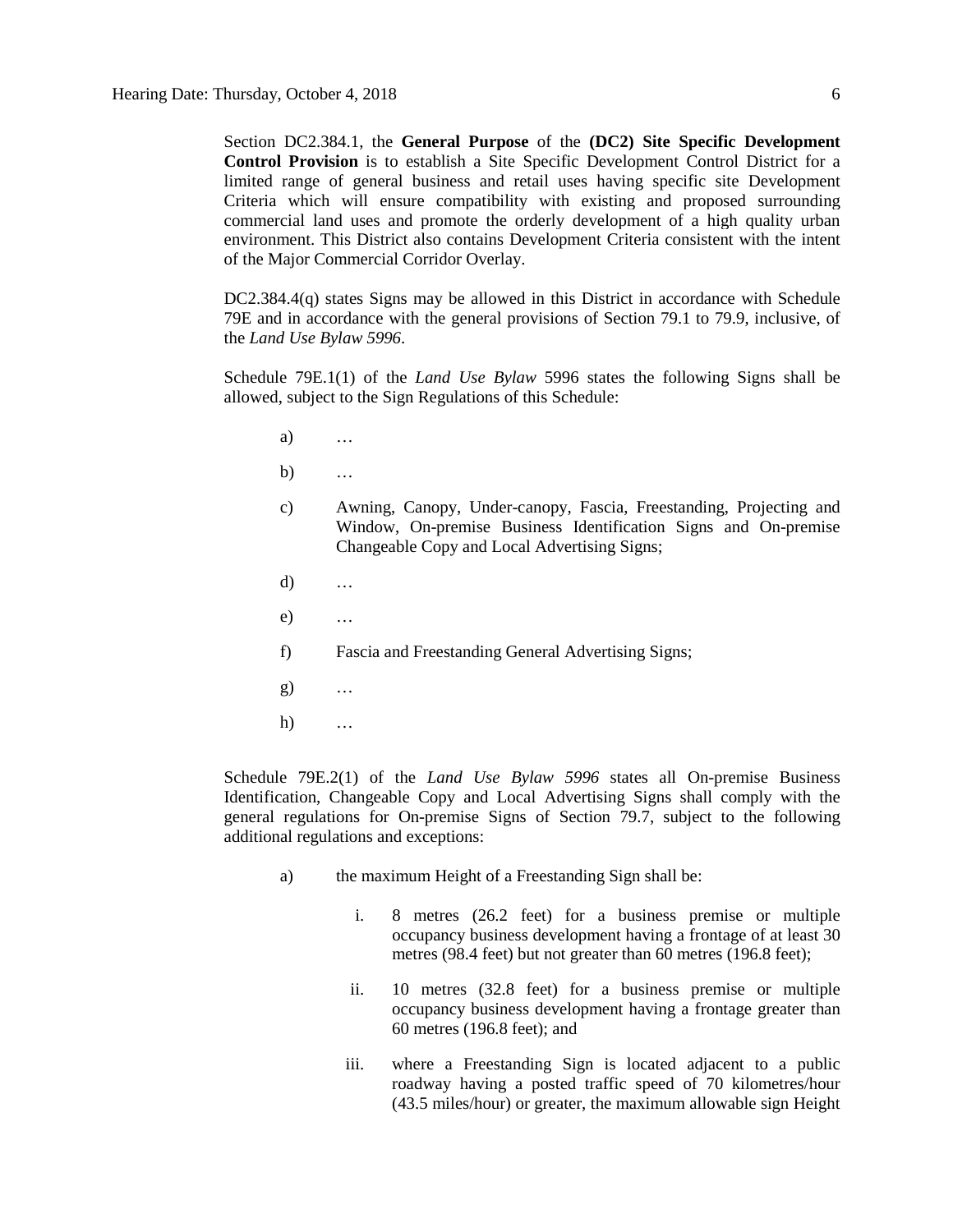Section DC2.384.1, the **General Purpose** of the **(DC2) Site Specific Development Control Provision** is to establish a Site Specific Development Control District for a limited range of general business and retail uses having specific site Development Criteria which will ensure compatibility with existing and proposed surrounding commercial land uses and promote the orderly development of a high quality urban environment. This District also contains Development Criteria consistent with the intent of the Major Commercial Corridor Overlay.

DC2.384.4(q) states Signs may be allowed in this District in accordance with Schedule 79E and in accordance with the general provisions of Section 79.1 to 79.9, inclusive, of the *Land Use Bylaw 5996*.

Schedule 79E.1(1) of the *Land Use Bylaw* 5996 states the following Signs shall be allowed, subject to the Sign Regulations of this Schedule:

a) …

b) …

c) Awning, Canopy, Under-canopy, Fascia, Freestanding, Projecting and Window, On-premise Business Identification Signs and On-premise Changeable Copy and Local Advertising Signs;

d) …

e) …

f) Fascia and Freestanding General Advertising Signs;

g) …

h) …

Schedule 79E.2(1) of the *Land Use Bylaw 5996* states all On-premise Business Identification, Changeable Copy and Local Advertising Signs shall comply with the general regulations for On-premise Signs of Section 79.7, subject to the following additional regulations and exceptions:

a) the maximum Height of a Freestanding Sign shall be:

i. 8 metres (26.2 feet) for a business premise or multiple occupancy business development having a frontage of at least 30 metres (98.4 feet) but not greater than 60 metres (196.8 feet);

ii. 10 metres (32.8 feet) for a business premise or multiple occupancy business development having a frontage greater than 60 metres (196.8 feet); and

iii. where a Freestanding Sign is located adjacent to a public roadway having a posted traffic speed of 70 kilometres/hour (43.5 miles/hour) or greater, the maximum allowable sign Height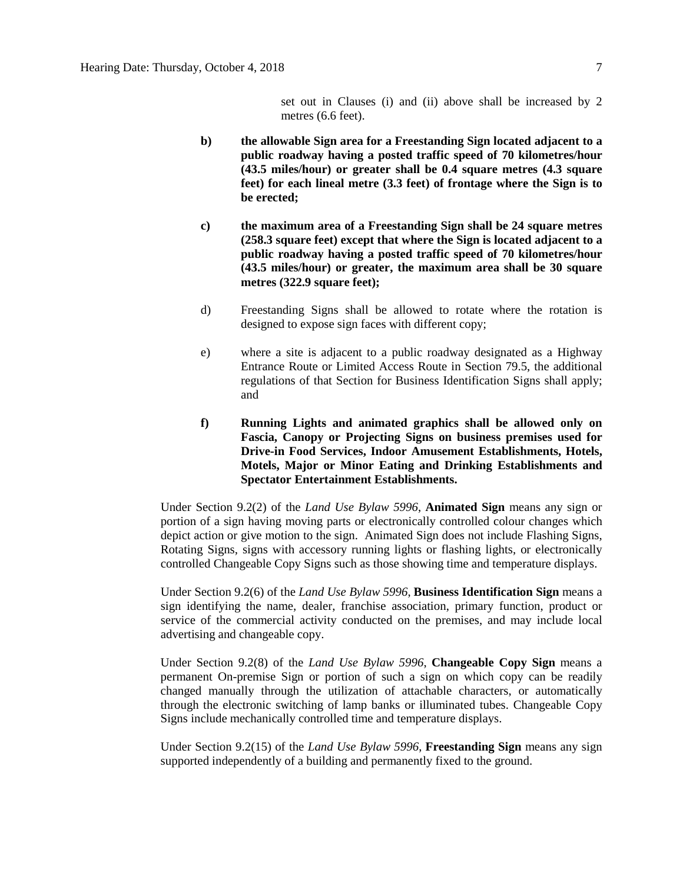set out in Clauses (i) and (ii) above shall be increased by 2 metres (6.6 feet).

b) **the allowable Sign area for a Freestanding Sign located adjacent to a public roadway having a posted traffic speed of 70 kilometres/hour (43.5 miles/hour) or greater shall be 0.4 square metres (4.3 square feet) for each lineal metre (3.3 feet) of frontage where the Sign is to be erected;**

c) **the maximum area of a Freestanding Sign shall be 24 square metres (258.3 square feet) except that where the Sign is located adjacent to a public roadway having a posted traffic speed of 70 kilometres/hour (43.5 miles/hour) or greater, the maximum area shall be 30 square metres (322.9 square feet);**

d) Freestanding Signs shall be allowed to rotate where the rotation is designed to expose sign faces with different copy;

e) where a site is adjacent to a public roadway designated as a Highway Entrance Route or Limited Access Route in Section 79.5, the additional regulations of that Section for Business Identification Signs shall apply; and

f) **Running Lights and animated graphics shall be allowed only on Fascia, Canopy or Projecting Signs on business premises used for Drive-in Food Services, Indoor Amusement Establishments, Hotels, Motels, Major or Minor Eating and Drinking Establishments and Spectator Entertainment Establishments.**

Under Section 9.2(2) of the *Land Use Bylaw 5996*, **Animated Sign** means any sign or portion of a sign having moving parts or electronically controlled colour changes which depict action or give motion to the sign. Animated Sign does not include Flashing Signs, Rotating Signs, signs with accessory running lights or flashing lights, or electronically controlled Changeable Copy Signs such as those showing time and temperature displays.

Under Section 9.2(6) of the *Land Use Bylaw 5996*, **Business Identification Sign** means a sign identifying the name, dealer, franchise association, primary function, product or service of the commercial activity conducted on the premises, and may include local advertising and changeable copy.

Under Section 9.2(8) of the *Land Use Bylaw 5996*, **Changeable Copy Sign** means a permanent On-premise Sign or portion of such a sign on which copy can be readily changed manually through the utilization of attachable characters, or automatically through the electronic switching of lamp banks or illuminated tubes. Changeable Copy Signs include mechanically controlled time and temperature displays.

Under Section 9.2(15) of the *Land Use Bylaw 5996*, **Freestanding Sign** means any sign supported independently of a building and permanently fixed to the ground.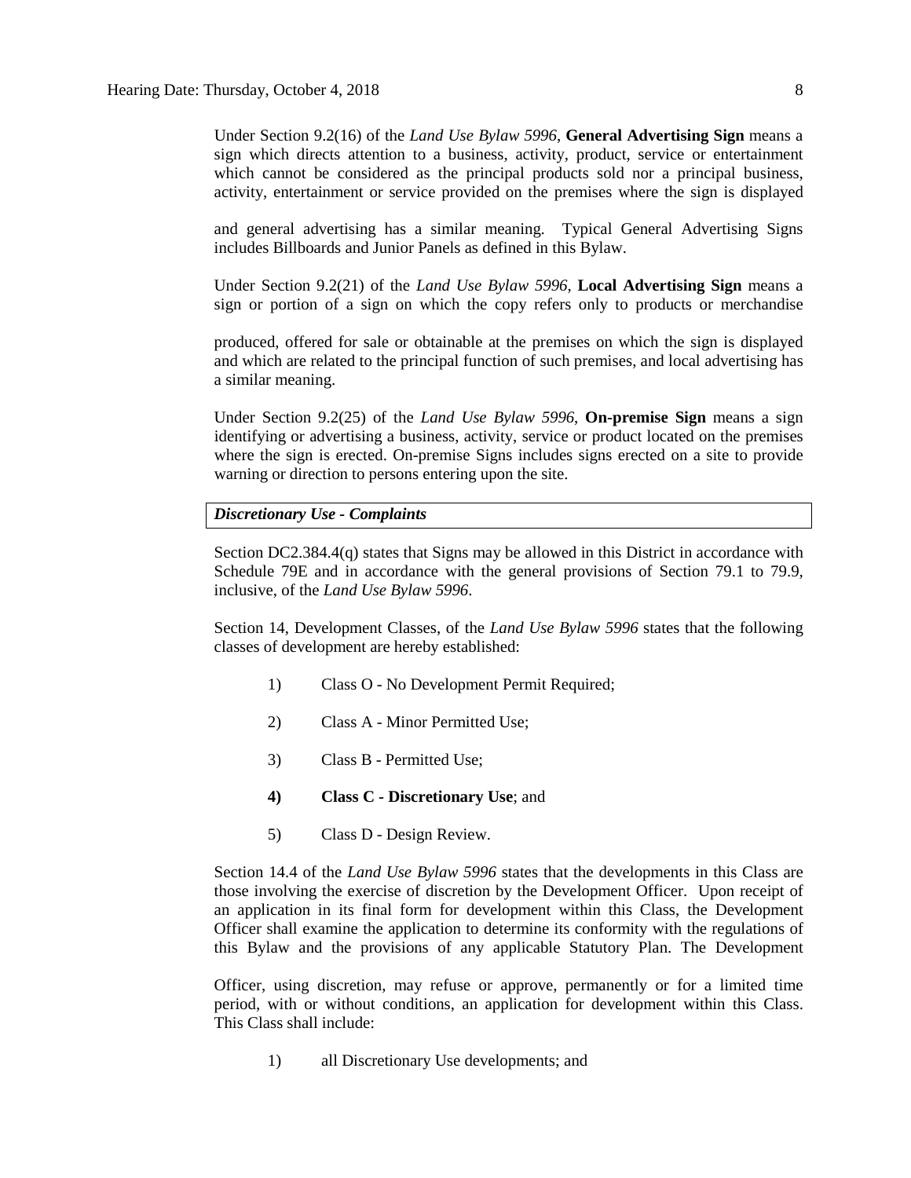Under Section 9.2(16) of the *Land Use Bylaw 5996*, **General Advertising Sign** means a sign which directs attention to a business, activity, product, service or entertainment which cannot be considered as the principal products sold nor a principal business, activity, entertainment or service provided on the premises where the sign is displayed

and general advertising has a similar meaning. Typical General Advertising Signs includes Billboards and Junior Panels as defined in this Bylaw.

Under Section 9.2(21) of the *Land Use Bylaw 5996*, **Local Advertising Sign** means a sign or portion of a sign on which the copy refers only to products or merchandise

produced, offered for sale or obtainable at the premises on which the sign is displayed and which are related to the principal function of such premises, and local advertising has a similar meaning.

Under Section 9.2(25) of the *Land Use Bylaw 5996*, **On-premise Sign** means a sign identifying or advertising a business, activity, service or product located on the premises where the sign is erected. On-premise Signs includes signs erected on a site to provide warning or direction to persons entering upon the site.

***Discretionary Use - Complaints***

Section DC2.384.4(q) states that Signs may be allowed in this District in accordance with Schedule 79E and in accordance with the general provisions of Section 79.1 to 79.9, inclusive, of the *Land Use Bylaw 5996*.

Section 14, Development Classes, of the *Land Use Bylaw 5996* states that the following classes of development are hereby established:

1) Class O - No Development Permit Required;

2) Class A - Minor Permitted Use;

3) Class B - Permitted Use;

**4) Class C - Discretionary Use**; and

5) Class D - Design Review.

Section 14.4 of the *Land Use Bylaw 5996* states that the developments in this Class are those involving the exercise of discretion by the Development Officer. Upon receipt of an application in its final form for development within this Class, the Development Officer shall examine the application to determine its conformity with the regulations of this Bylaw and the provisions of any applicable Statutory Plan. The Development

Officer, using discretion, may refuse or approve, permanently or for a limited time period, with or without conditions, an application for development within this Class. This Class shall include:

1) all Discretionary Use developments; and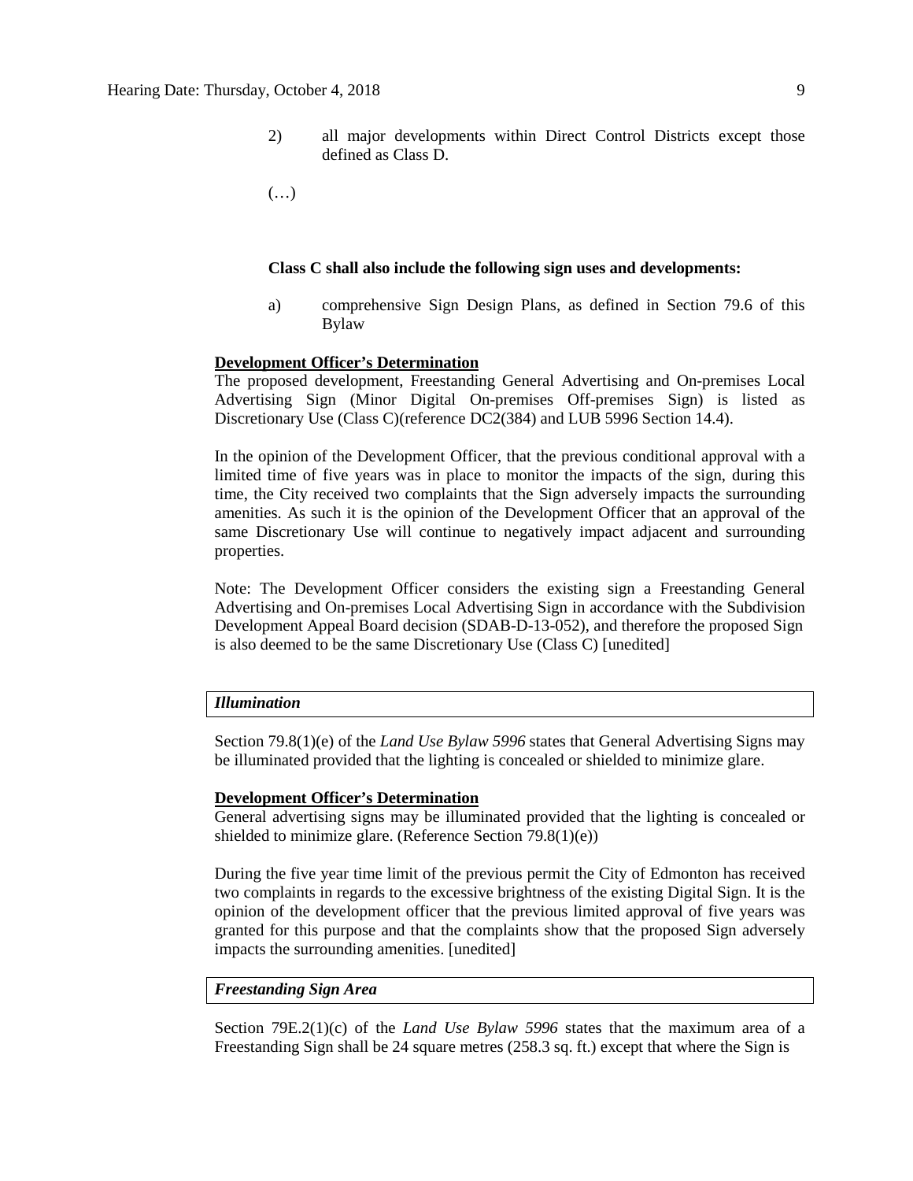2) all major developments within Direct Control Districts except those defined as Class D.

(…)

**Class C shall also include the following sign uses and developments:**

a) comprehensive Sign Design Plans, as defined in Section 79.6 of this Bylaw

**Development Officer's Determination**

The proposed development, Freestanding General Advertising and On-premises Local Advertising Sign (Minor Digital On-premises Off-premises Sign) is listed as Discretionary Use (Class C)(reference DC2(384) and LUB 5996 Section 14.4).

In the opinion of the Development Officer, that the previous conditional approval with a limited time of five years was in place to monitor the impacts of the sign, during this time, the City received two complaints that the Sign adversely impacts the surrounding amenities. As such it is the opinion of the Development Officer that an approval of the same Discretionary Use will continue to negatively impact adjacent and surrounding properties.

Note: The Development Officer considers the existing sign a Freestanding General Advertising and On-premises Local Advertising Sign in accordance with the Subdivision Development Appeal Board decision (SDAB-D-13-052), and therefore the proposed Sign is also deemed to be the same Discretionary Use (Class C) [unedited]

***Illumination***

Section 79.8(1)(e) of the *Land Use Bylaw 5996* states that General Advertising Signs may be illuminated provided that the lighting is concealed or shielded to minimize glare.

**Development Officer's Determination**

General advertising signs may be illuminated provided that the lighting is concealed or shielded to minimize glare. (Reference Section 79.8(1)(e))

During the five year time limit of the previous permit the City of Edmonton has received two complaints in regards to the excessive brightness of the existing Digital Sign. It is the opinion of the development officer that the previous limited approval of five years was granted for this purpose and that the complaints show that the proposed Sign adversely impacts the surrounding amenities. [unedited]

***Freestanding Sign Area***

Section 79E.2(1)(c) of the *Land Use Bylaw 5996* states that the maximum area of a Freestanding Sign shall be 24 square metres (258.3 sq. ft.) except that where the Sign is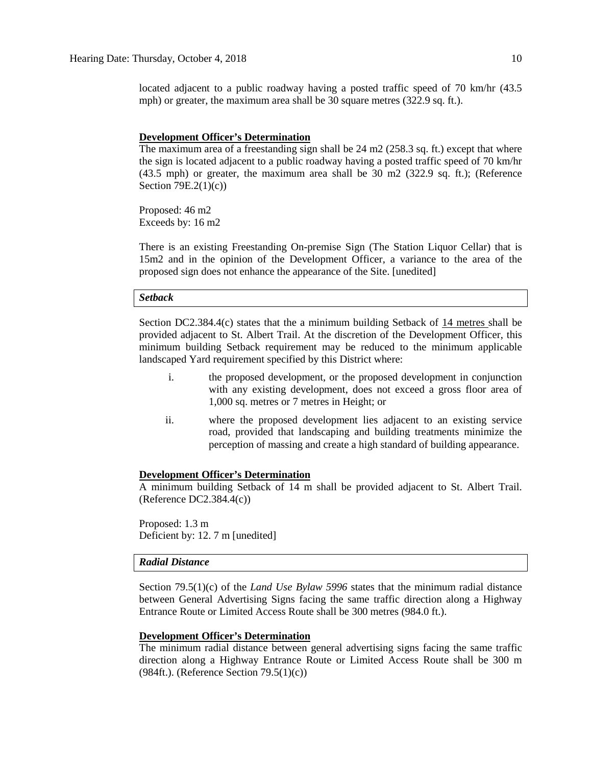located adjacent to a public roadway having a posted traffic speed of 70 km/hr (43.5 mph) or greater, the maximum area shall be 30 square metres (322.9 sq. ft.).

**Development Officer's Determination**

The maximum area of a freestanding sign shall be 24 m2 (258.3 sq. ft.) except that where the sign is located adjacent to a public roadway having a posted traffic speed of 70 km/hr (43.5 mph) or greater, the maximum area shall be 30 m2 (322.9 sq. ft.); (Reference Section 79E.2(1)(c))

Proposed: 46 m2
Exceeds by: 16 m2

There is an existing Freestanding On-premise Sign (The Station Liquor Cellar) that is 15m2 and in the opinion of the Development Officer, a variance to the area of the proposed sign does not enhance the appearance of the Site. [unedited]

***Setback***

Section DC2.384.4(c) states that the a minimum building Setback of 14 metres shall be provided adjacent to St. Albert Trail. At the discretion of the Development Officer, this minimum building Setback requirement may be reduced to the minimum applicable landscaped Yard requirement specified by this District where:

i. the proposed development, or the proposed development in conjunction with any existing development, does not exceed a gross floor area of 1,000 sq. metres or 7 metres in Height; or

ii. where the proposed development lies adjacent to an existing service road, provided that landscaping and building treatments minimize the perception of massing and create a high standard of building appearance.

**Development Officer's Determination**

A minimum building Setback of 14 m shall be provided adjacent to St. Albert Trail. (Reference DC2.384.4(c))

Proposed: 1.3 m
Deficient by: 12. 7 m [unedited]

***Radial Distance***

Section 79.5(1)(c) of the *Land Use Bylaw 5996* states that the minimum radial distance between General Advertising Signs facing the same traffic direction along a Highway Entrance Route or Limited Access Route shall be 300 metres (984.0 ft.).

**Development Officer's Determination**

The minimum radial distance between general advertising signs facing the same traffic direction along a Highway Entrance Route or Limited Access Route shall be 300 m (984ft.). (Reference Section 79.5(1)(c))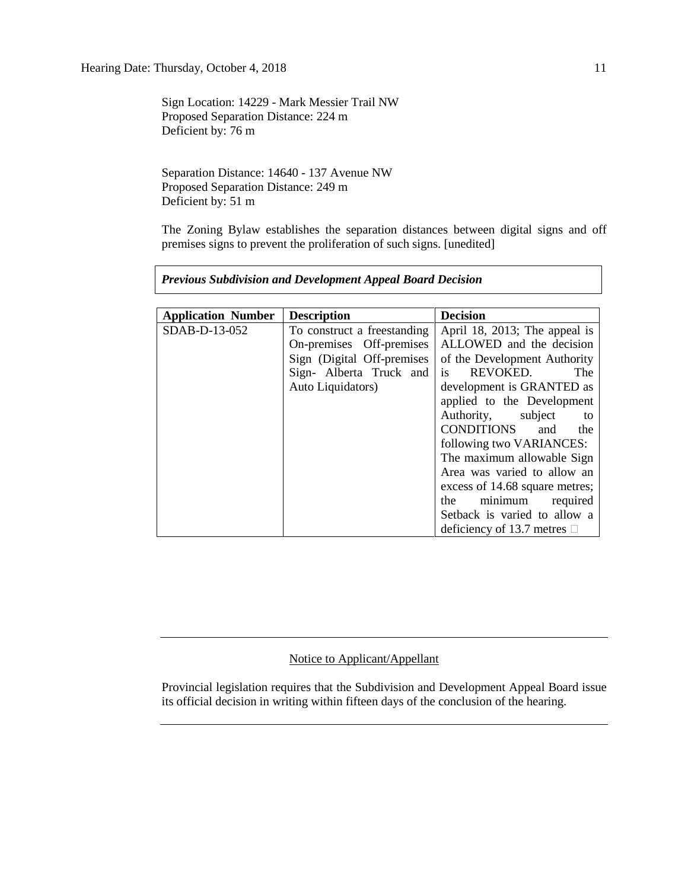Sign Location: 14229 - Mark Messier Trail NW
Proposed Separation Distance: 224 m
Deficient by: 76 m

Separation Distance: 14640 - 137 Avenue NW
Proposed Separation Distance: 249 m
Deficient by: 51 m

The Zoning Bylaw establishes the separation distances between digital signs and off premises signs to prevent the proliferation of such signs. [unedited]

***Previous Subdivision and Development Appeal Board Decision***

| Application Number | Description | Decision |
|---|---|---|
| SDAB-D-13-052 | To construct a freestanding On-premises Off-premises Sign (Digital Off-premises Sign- Alberta Truck and Auto Liquidators) | April 18, 2013; The appeal is ALLOWED and the decision of the Development Authority is REVOKED. The development is GRANTED as applied to the Development Authority, subject to CONDITIONS and the following two VARIANCES: The maximum allowable Sign Area was varied to allow an excess of 14.68 square metres; the minimum required Setback is varied to allow a deficiency of 13.7 metres |

---

Notice to Applicant/Appellant

Provincial legislation requires that the Subdivision and Development Appeal Board issue its official decision in writing within fifteen days of the conclusion of the hearing.

---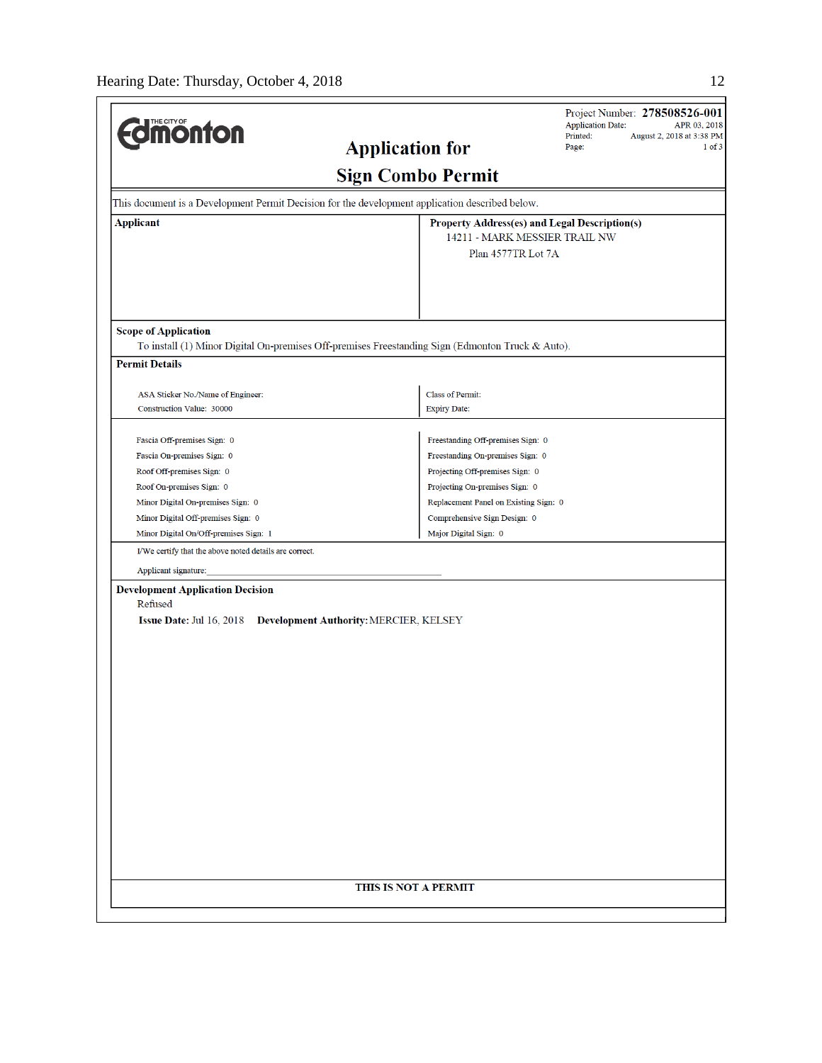**Project Number: 278508526-001**
Application Date: APR 03, 2018
Printed: August 2, 2018 at 3:38 PM
Page: 1 of 3

THE CITY OF **Edmonton**

# Application for Sign Combo Permit

This document is a Development Permit Decision for the development application described below.

| Applicant | Property Address(es) and Legal Description(s) |
|---|---|
| | 14211 - MARK MESSIER TRAIL NW<br>Plan 4577TR Lot 7A |

**Scope of Application**

To install (1) Minor Digital On-premises Off-premises Freestanding Sign (Edmonton Truck & Auto).

**Permit Details**

| | |
|---|---|
| ASA Sticker No./Name of Engineer: | Class of Permit: |
| Construction Value: 30000 | Expiry Date: |

| | |
|---|---|
| Fascia Off-premises Sign: 0 | Freestanding Off-premises Sign: 0 |
| Fascia On-premises Sign: 0 | Freestanding On-premises Sign: 0 |
| Roof Off-premises Sign: 0 | Projecting Off-premises Sign: 0 |
| Roof On-premises Sign: 0 | Projecting On-premises Sign: 0 |
| Minor Digital On-premises Sign: 0 | Replacement Panel on Existing Sign: 0 |
| Minor Digital Off-premises Sign: 0 | Comprehensive Sign Design: 0 |
| Minor Digital On/Off-premises Sign: 1 | Major Digital Sign: 0 |

I/We certify that the above noted details are correct.

Applicant signature:_______________________________

**Development Application Decision**

Refused

**Issue Date:** Jul 16, 2018 **Development Authority:** MERCIER, KELSEY

**THIS IS NOT A PERMIT**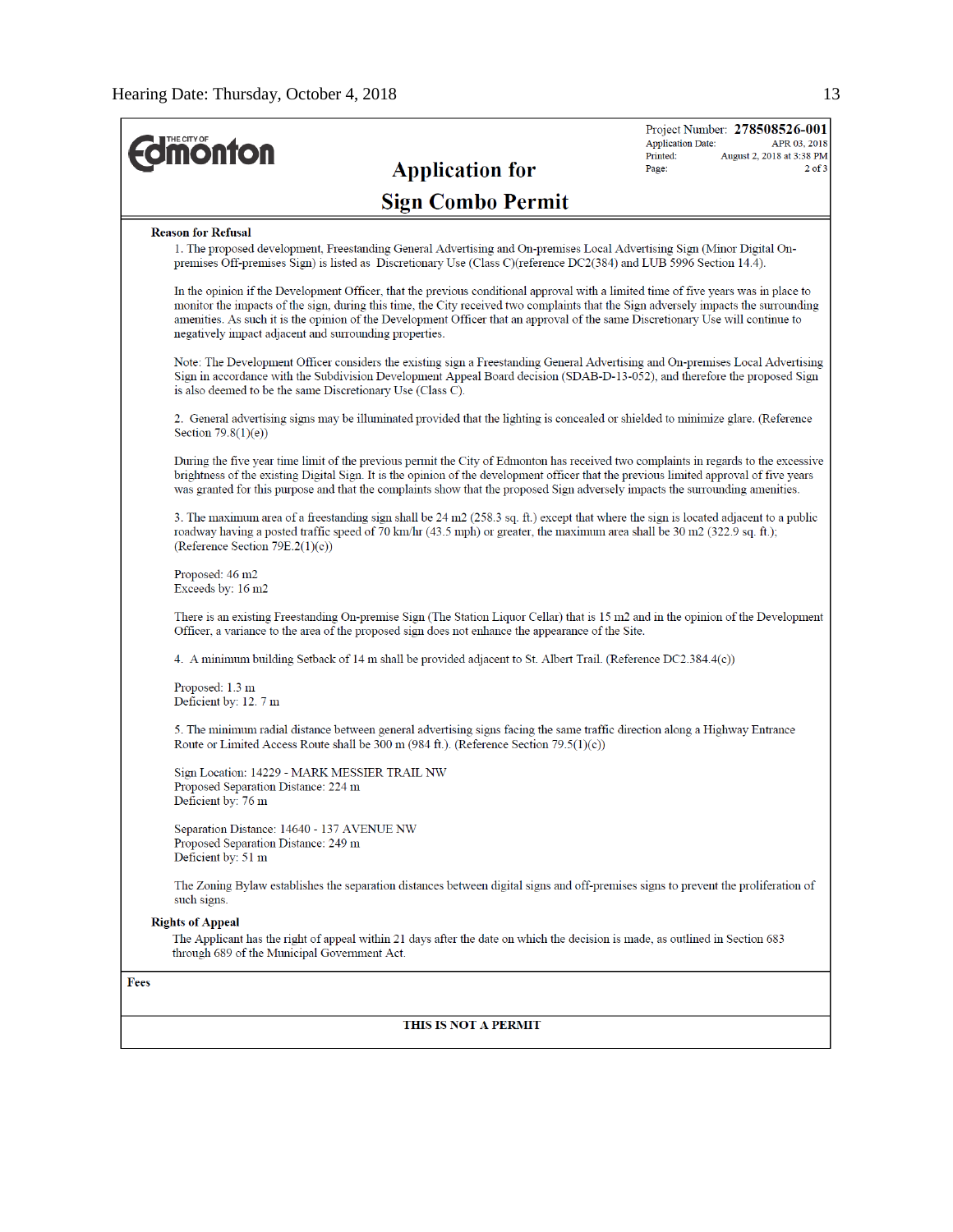The City of Edmonton

Project Number: **278508526-001**
Application Date: APR 03, 2018
Printed: August 2, 2018 at 3:38 PM
Page: 2 of 3

# Application for Sign Combo Permit

**Reason for Refusal**

1. The proposed development, Freestanding General Advertising and On-premises Local Advertising Sign (Minor Digital On-premises Off-premises Sign) is listed as Discretionary Use (Class C)(reference DC2(384) and LUB 5996 Section 14.4).

In the opinion if the Development Officer, that the previous conditional approval with a limited time of five years was in place to monitor the impacts of the sign, during this time, the City received two complaints that the Sign adversely impacts the surrounding amenities. As such it is the opinion of the Development Officer that an approval of the same Discretionary Use will continue to negatively impact adjacent and surrounding properties.

Note: The Development Officer considers the existing sign a Freestanding General Advertising and On-premises Local Advertising Sign in accordance with the Subdivision Development Appeal Board decision (SDAB-D-13-052), and therefore the proposed Sign is also deemed to be the same Discretionary Use (Class C).

2. General advertising signs may be illuminated provided that the lighting is concealed or shielded to minimize glare. (Reference Section 79.8(1)(e))

During the five year time limit of the previous permit the City of Edmonton has received two complaints in regards to the excessive brightness of the existing Digital Sign. It is the opinion of the development officer that the previous limited approval of five years was granted for this purpose and that the complaints show that the proposed Sign adversely impacts the surrounding amenities.

3. The maximum area of a freestanding sign shall be 24 m2 (258.3 sq. ft.) except that where the sign is located adjacent to a public roadway having a posted traffic speed of 70 km/hr (43.5 mph) or greater, the maximum area shall be 30 m2 (322.9 sq. ft.); (Reference Section 79E.2(1)(c))

Proposed: 46 m2
Exceeds by: 16 m2

There is an existing Freestanding On-premise Sign (The Station Liquor Cellar) that is 15 m2 and in the opinion of the Development Officer, a variance to the area of the proposed sign does not enhance the appearance of the Site.

4. A minimum building Setback of 14 m shall be provided adjacent to St. Albert Trail. (Reference DC2.384.4(c))

Proposed: 1.3 m
Deficient by: 12. 7 m

5. The minimum radial distance between general advertising signs facing the same traffic direction along a Highway Entrance Route or Limited Access Route shall be 300 m (984 ft.). (Reference Section 79.5(1)(c))

Sign Location: 14229 - MARK MESSIER TRAIL NW
Proposed Separation Distance: 224 m
Deficient by: 76 m

Separation Distance: 14640 - 137 AVENUE NW
Proposed Separation Distance: 249 m
Deficient by: 51 m

The Zoning Bylaw establishes the separation distances between digital signs and off-premises signs to prevent the proliferation of such signs.

**Rights of Appeal**

The Applicant has the right of appeal within 21 days after the date on which the decision is made, as outlined in Section 683 through 689 of the Municipal Government Act.

**Fees**

**THIS IS NOT A PERMIT**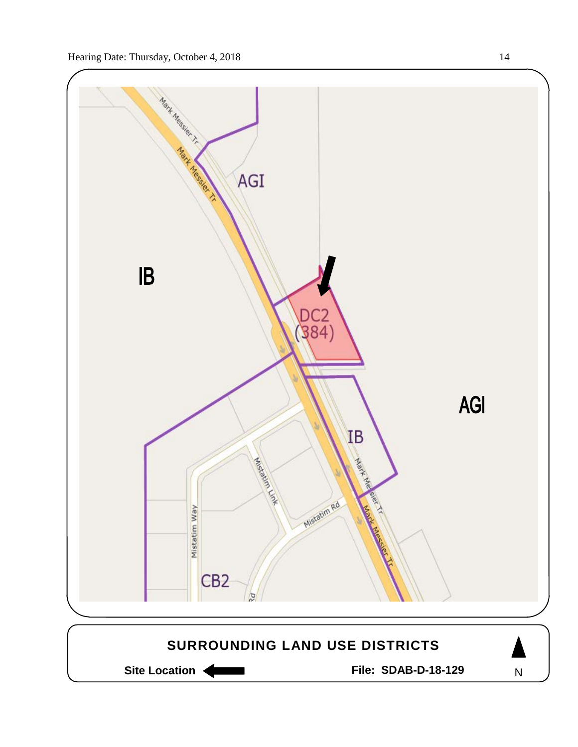IB

AGI

DC2 (384)

AGI

IB

CB2

Mark Messier Tr

Mistatim Link

Mistatim Rd

Mistatim Way

**SURROUNDING LAND USE DISTRICTS**

**Site Location** ⟵ **File: SDAB-D-18-129** N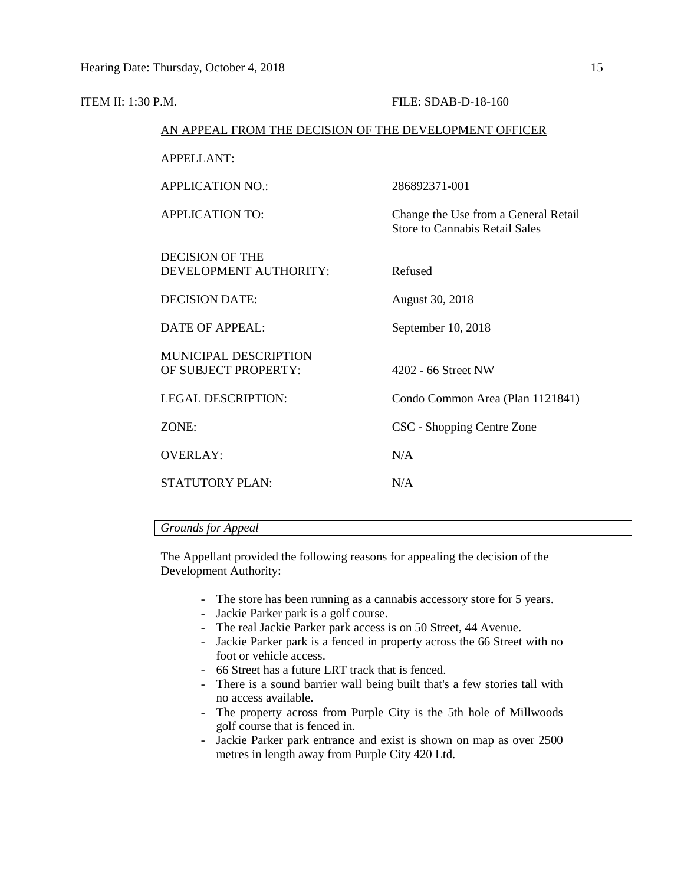ITEM II: 1:30 P.M. FILE: SDAB-D-18-160

AN APPEAL FROM THE DECISION OF THE DEVELOPMENT OFFICER

| | |
|---|---|
| APPELLANT: | |
| APPLICATION NO.: | 286892371-001 |
| APPLICATION TO: | Change the Use from a General Retail Store to Cannabis Retail Sales |
| DECISION OF THE DEVELOPMENT AUTHORITY: | Refused |
| DECISION DATE: | August 30, 2018 |
| DATE OF APPEAL: | September 10, 2018 |
| MUNICIPAL DESCRIPTION OF SUBJECT PROPERTY: | 4202 - 66 Street NW |
| LEGAL DESCRIPTION: | Condo Common Area (Plan 1121841) |
| ZONE: | CSC - Shopping Centre Zone |
| OVERLAY: | N/A |
| STATUTORY PLAN: | N/A |

*Grounds for Appeal*

The Appellant provided the following reasons for appealing the decision of the Development Authority:

- The store has been running as a cannabis accessory store for 5 years.
- Jackie Parker park is a golf course.
- The real Jackie Parker park access is on 50 Street, 44 Avenue.
- Jackie Parker park is a fenced in property across the 66 Street with no foot or vehicle access.
- 66 Street has a future LRT track that is fenced.
- There is a sound barrier wall being built that's a few stories tall with no access available.
- The property across from Purple City is the 5th hole of Millwoods golf course that is fenced in.
- Jackie Parker park entrance and exist is shown on map as over 2500 metres in length away from Purple City 420 Ltd.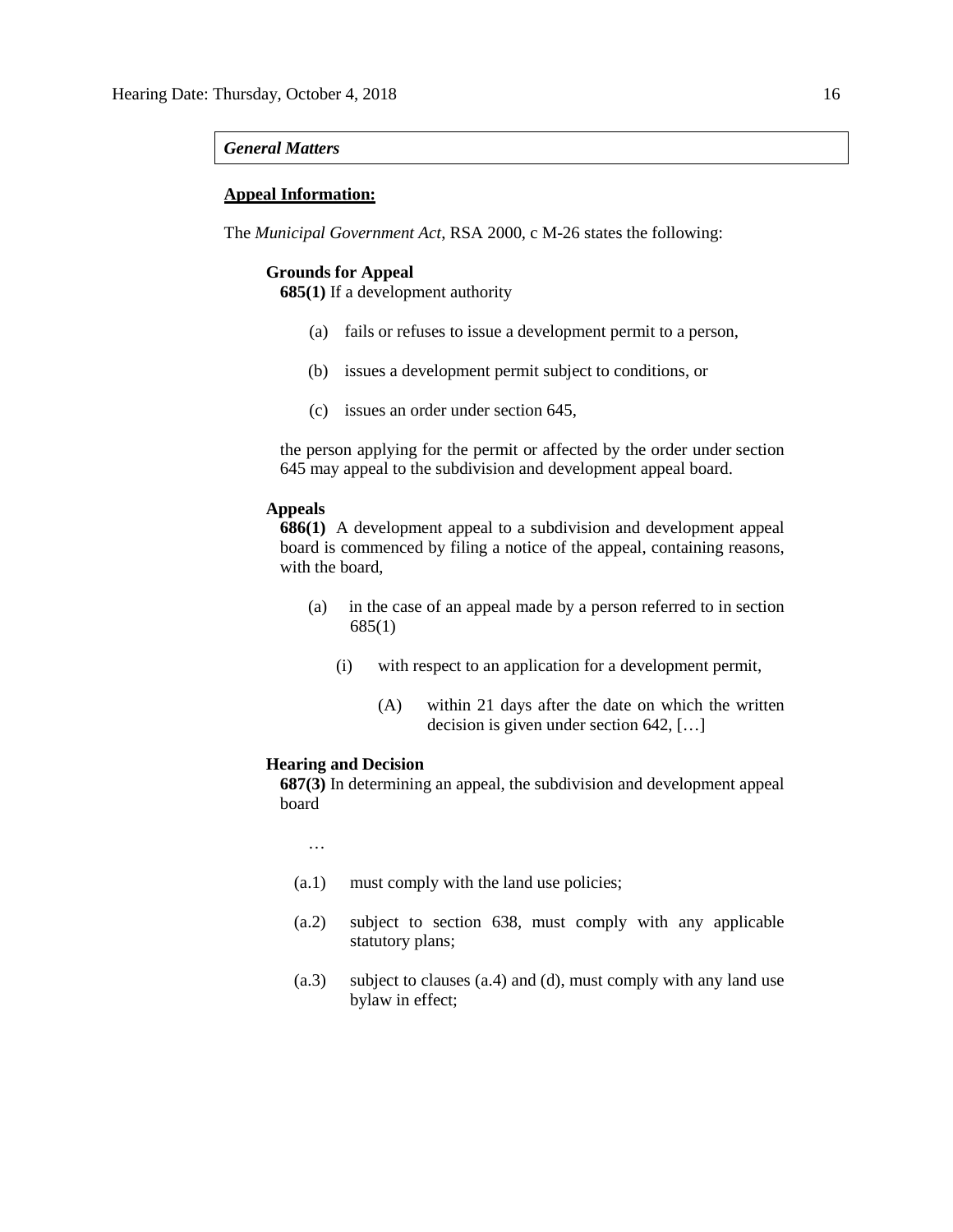***General Matters***

**<u>Appeal Information:</u>**

The *Municipal Government Act*, RSA 2000, c M-26 states the following:

**Grounds for Appeal**

**685(1)** If a development authority

(a) fails or refuses to issue a development permit to a person,

(b) issues a development permit subject to conditions, or

(c) issues an order under section 645,

the person applying for the permit or affected by the order under section 645 may appeal to the subdivision and development appeal board.

**Appeals**

**686(1)** A development appeal to a subdivision and development appeal board is commenced by filing a notice of the appeal, containing reasons, with the board,

(a) in the case of an appeal made by a person referred to in section 685(1)

(i) with respect to an application for a development permit,

(A) within 21 days after the date on which the written decision is given under section 642, […]

**Hearing and Decision**

**687(3)** In determining an appeal, the subdivision and development appeal board

…

(a.1) must comply with the land use policies;

(a.2) subject to section 638, must comply with any applicable statutory plans;

(a.3) subject to clauses (a.4) and (d), must comply with any land use bylaw in effect;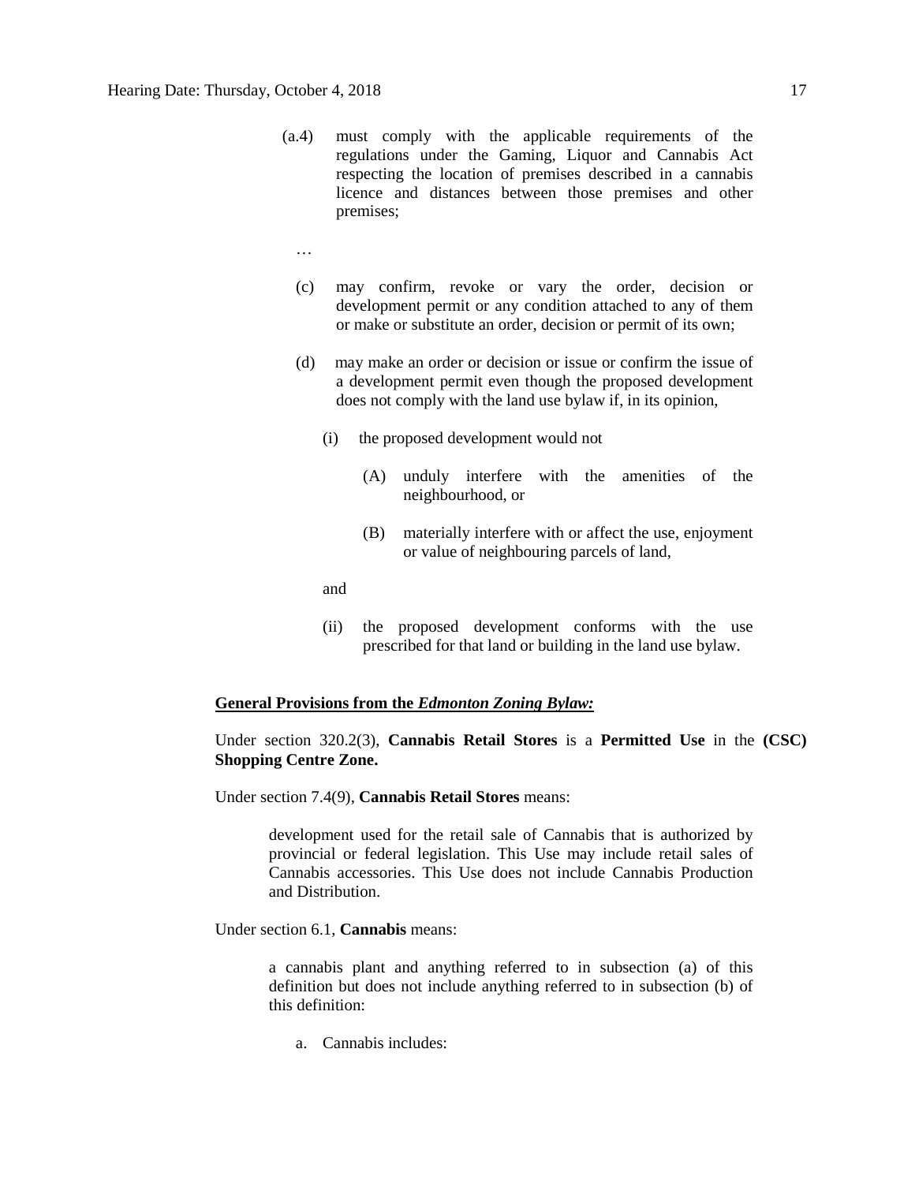(a.4) must comply with the applicable requirements of the regulations under the Gaming, Liquor and Cannabis Act respecting the location of premises described in a cannabis licence and distances between those premises and other premises;

…

(c) may confirm, revoke or vary the order, decision or development permit or any condition attached to any of them or make or substitute an order, decision or permit of its own;

(d) may make an order or decision or issue or confirm the issue of a development permit even though the proposed development does not comply with the land use bylaw if, in its opinion,

(i) the proposed development would not

(A) unduly interfere with the amenities of the neighbourhood, or

(B) materially interfere with or affect the use, enjoyment or value of neighbouring parcels of land,

and

(ii) the proposed development conforms with the use prescribed for that land or building in the land use bylaw.

**General Provisions from the *Edmonton Zoning Bylaw:***

Under section 320.2(3), **Cannabis Retail Stores** is a **Permitted Use** in the **(CSC) Shopping Centre Zone.**

Under section 7.4(9), **Cannabis Retail Stores** means:

> development used for the retail sale of Cannabis that is authorized by provincial or federal legislation. This Use may include retail sales of Cannabis accessories. This Use does not include Cannabis Production and Distribution.

Under section 6.1, **Cannabis** means:

> a cannabis plant and anything referred to in subsection (a) of this definition but does not include anything referred to in subsection (b) of this definition:
>
> a. Cannabis includes: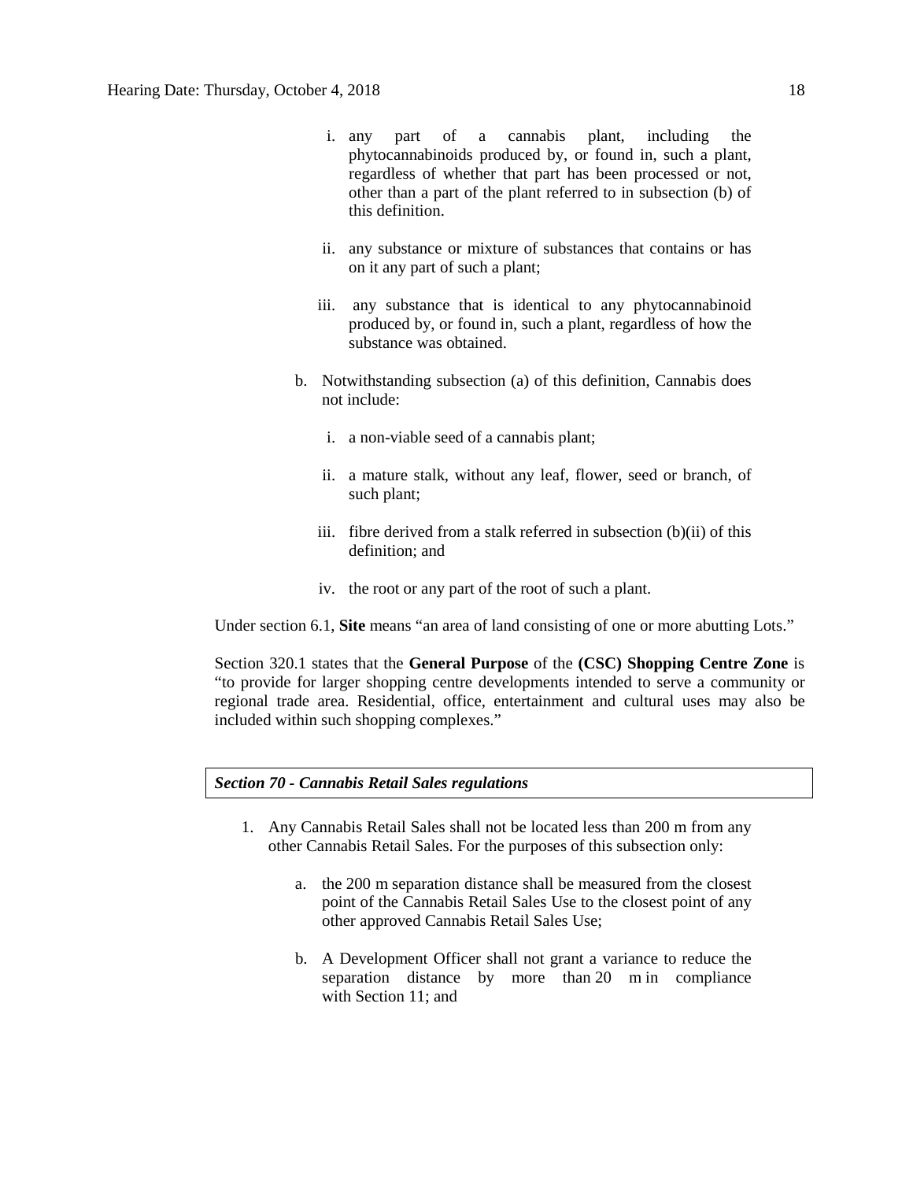i. any part of a cannabis plant, including the phytocannabinoids produced by, or found in, such a plant, regardless of whether that part has been processed or not, other than a part of the plant referred to in subsection (b) of this definition.

ii. any substance or mixture of substances that contains or has on it any part of such a plant;

iii. any substance that is identical to any phytocannabinoid produced by, or found in, such a plant, regardless of how the substance was obtained.

b. Notwithstanding subsection (a) of this definition, Cannabis does not include:

i. a non-viable seed of a cannabis plant;

ii. a mature stalk, without any leaf, flower, seed or branch, of such plant;

iii. fibre derived from a stalk referred in subsection (b)(ii) of this definition; and

iv. the root or any part of the root of such a plant.

Under section 6.1, **Site** means "an area of land consisting of one or more abutting Lots."

Section 320.1 states that the **General Purpose** of the **(CSC) Shopping Centre Zone** is "to provide for larger shopping centre developments intended to serve a community or regional trade area. Residential, office, entertainment and cultural uses may also be included within such shopping complexes."

***Section 70 - Cannabis Retail Sales regulations***

1. Any Cannabis Retail Sales shall not be located less than 200 m from any other Cannabis Retail Sales. For the purposes of this subsection only:

   a. the 200 m separation distance shall be measured from the closest point of the Cannabis Retail Sales Use to the closest point of any other approved Cannabis Retail Sales Use;

   b. A Development Officer shall not grant a variance to reduce the separation distance by more than 20 m in compliance with Section 11; and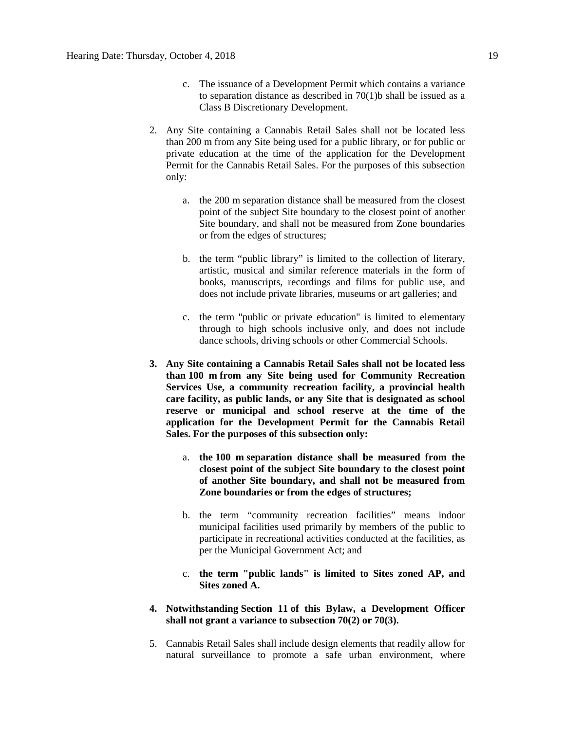c. The issuance of a Development Permit which contains a variance to separation distance as described in 70(1)b shall be issued as a Class B Discretionary Development.

2. Any Site containing a Cannabis Retail Sales shall not be located less than 200 m from any Site being used for a public library, or for public or private education at the time of the application for the Development Permit for the Cannabis Retail Sales. For the purposes of this subsection only:

    a. the 200 m separation distance shall be measured from the closest point of the subject Site boundary to the closest point of another Site boundary, and shall not be measured from Zone boundaries or from the edges of structures;

    b. the term "public library" is limited to the collection of literary, artistic, musical and similar reference materials in the form of books, manuscripts, recordings and films for public use, and does not include private libraries, museums or art galleries; and

    c. the term "public or private education" is limited to elementary through to high schools inclusive only, and does not include dance schools, driving schools or other Commercial Schools.

3. **Any Site containing a Cannabis Retail Sales shall not be located less than 100 m from any Site being used for Community Recreation Services Use, a community recreation facility, a provincial health care facility, as public lands, or any Site that is designated as school reserve or municipal and school reserve at the time of the application for the Development Permit for the Cannabis Retail Sales. For the purposes of this subsection only:**

    a. **the 100 m separation distance shall be measured from the closest point of the subject Site boundary to the closest point of another Site boundary, and shall not be measured from Zone boundaries or from the edges of structures;**

    b. the term "community recreation facilities" means indoor municipal facilities used primarily by members of the public to participate in recreational activities conducted at the facilities, as per the Municipal Government Act; and

    c. **the term "public lands" is limited to Sites zoned AP, and Sites zoned A.**

4. **Notwithstanding Section 11 of this Bylaw, a Development Officer shall not grant a variance to subsection 70(2) or 70(3).**

5. Cannabis Retail Sales shall include design elements that readily allow for natural surveillance to promote a safe urban environment, where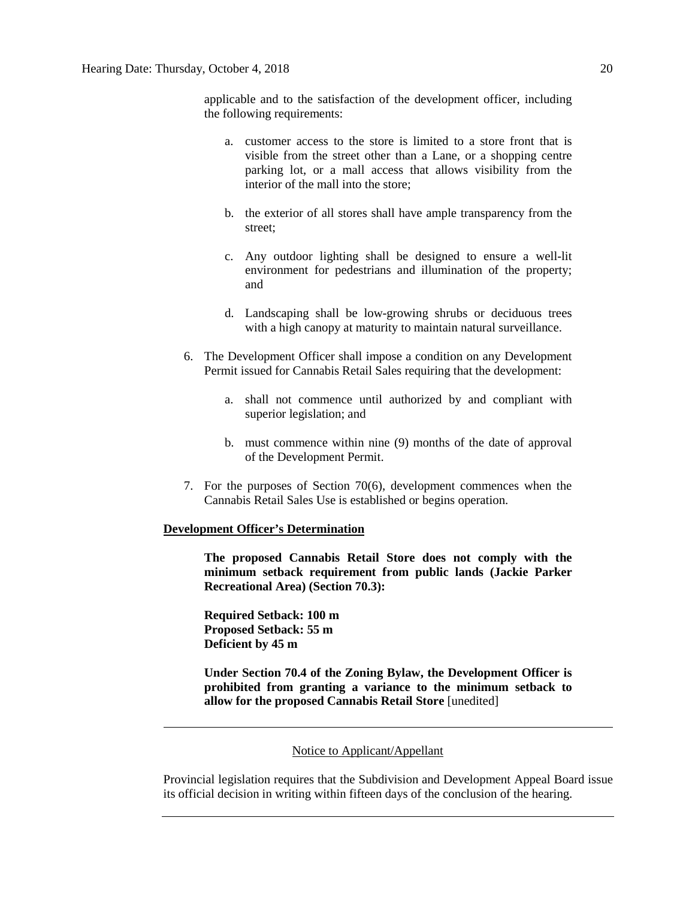applicable and to the satisfaction of the development officer, including the following requirements:

a. customer access to the store is limited to a store front that is visible from the street other than a Lane, or a shopping centre parking lot, or a mall access that allows visibility from the interior of the mall into the store;

b. the exterior of all stores shall have ample transparency from the street;

c. Any outdoor lighting shall be designed to ensure a well-lit environment for pedestrians and illumination of the property; and

d. Landscaping shall be low-growing shrubs or deciduous trees with a high canopy at maturity to maintain natural surveillance.

6. The Development Officer shall impose a condition on any Development Permit issued for Cannabis Retail Sales requiring that the development:

   a. shall not commence until authorized by and compliant with superior legislation; and

   b. must commence within nine (9) months of the date of approval of the Development Permit.

7. For the purposes of Section 70(6), development commences when the Cannabis Retail Sales Use is established or begins operation.

**Development Officer's Determination**

**The proposed Cannabis Retail Store does not comply with the minimum setback requirement from public lands (Jackie Parker Recreational Area) (Section 70.3):**

**Required Setback: 100 m**
**Proposed Setback: 55 m**
**Deficient by 45 m**

**Under Section 70.4 of the Zoning Bylaw, the Development Officer is prohibited from granting a variance to the minimum setback to allow for the proposed Cannabis Retail Store** [unedited]

---

Notice to Applicant/Appellant

Provincial legislation requires that the Subdivision and Development Appeal Board issue its official decision in writing within fifteen days of the conclusion of the hearing.

---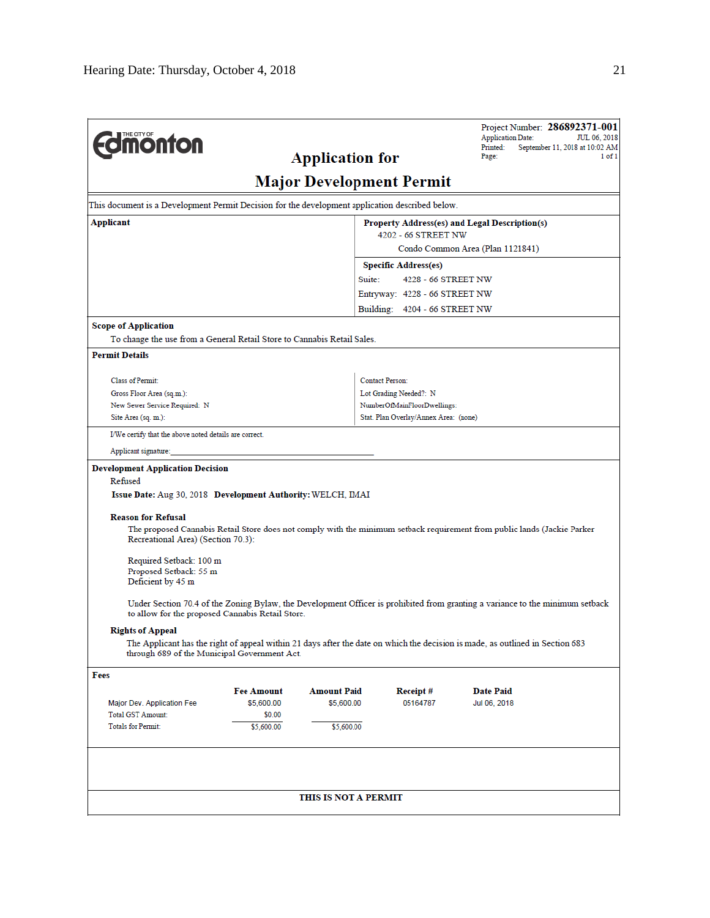**THE CITY OF Edmonton**

# Application for Major Development Permit

Project Number: **286892371-001**
Application Date: JUL 06, 2018
Printed: September 11, 2018 at 10:02 AM
Page: 1 of 1

This document is a Development Permit Decision for the development application described below.

| **Applicant** | **Property Address(es) and Legal Description(s)** |
|---|---|
| | 4202 - 66 STREET NW<br>Condo Common Area (Plan 1121841) |
| | **Specific Address(es)**<br>Suite: 4228 - 66 STREET NW<br>Entryway: 4228 - 66 STREET NW<br>Building: 4204 - 66 STREET NW |

**Scope of Application**

To change the use from a General Retail Store to Cannabis Retail Sales.

**Permit Details**

| | |
|---|---|
| Class of Permit: | Contact Person: |
| Gross Floor Area (sq.m.): | Lot Grading Needed?: N |
| New Sewer Service Required: N | NumberOfMainFloorDwellings: |
| Site Area (sq. m.): | Stat. Plan Overlay/Annex Area: (none) |

I/We certify that the above noted details are correct.

Applicant signature:\_\_\_\_\_\_\_\_\_\_\_\_\_\_\_\_\_\_\_\_\_\_\_\_\_\_\_\_\_\_\_\_\_\_\_\_\_\_\_\_\_\_\_\_

**Development Application Decision**

Refused

**Issue Date:** Aug 30, 2018 **Development Authority:** WELCH, IMAI

**Reason for Refusal**

The proposed Cannabis Retail Store does not comply with the minimum setback requirement from public lands (Jackie Parker Recreational Area) (Section 70.3):

Required Setback: 100 m
Proposed Setback: 55 m
Deficient by 45 m

Under Section 70.4 of the Zoning Bylaw, the Development Officer is prohibited from granting a variance to the minimum setback to allow for the proposed Cannabis Retail Store.

**Rights of Appeal**

The Applicant has the right of appeal within 21 days after the date on which the decision is made, as outlined in Section 683 through 689 of the Municipal Government Act.

**Fees**

| | Fee Amount | Amount Paid | Receipt # | Date Paid |
|---|---|---|---|---|
| Major Dev. Application Fee | $5,600.00 | $5,600.00 | 05164787 | Jul 06, 2018 |
| Total GST Amount: | $0.00 | | | |
| Totals for Permit: | $5,600.00 | $5,600.00 | | |

**THIS IS NOT A PERMIT**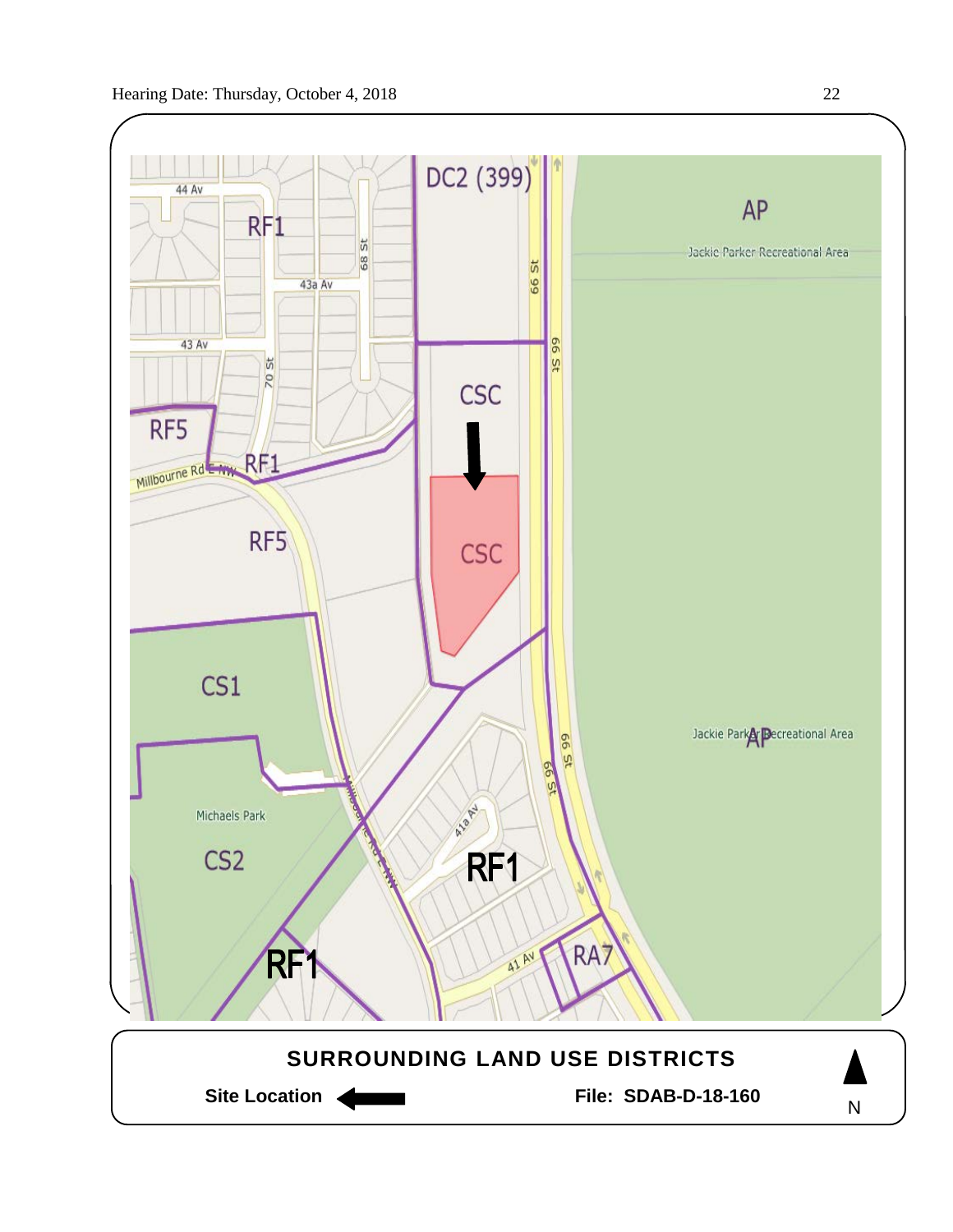DC2 (399)

AP

Jackie Parker Recreational Area

44 Av

RF1

68 St

43a Av

66 St

43 Av

70 St

CSC

RF5

Millbourne Rd E NW

RF1

RF5

CSC

CS1

Jackie Parker Recreational Area

AP

66 St

Michaels Park

41a Av

CS2

RF1

Millbourne Rd E NW

RF1

41 Av

RA7

**SURROUNDING LAND USE DISTRICTS**

**Site Location** ⬅

**File: SDAB-D-18-160**

N